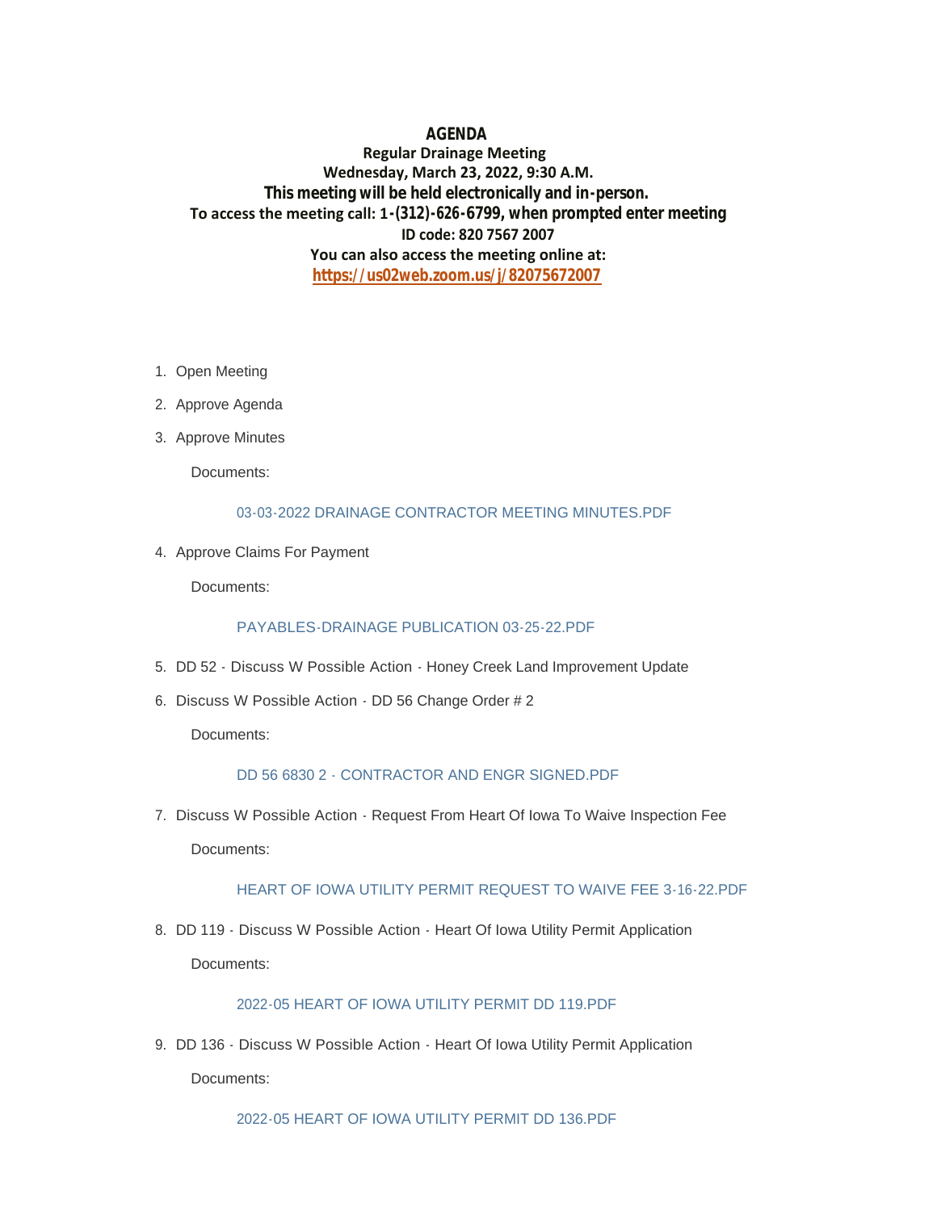# AGENDA

**Regular Drainage Meeting**
**Wednesday, March 23, 2022, 9:30 A.M.**
**This meeting will be held electronically and in-person.**
**To access the meeting call: 1-(312)-626-6799, when prompted enter meeting ID code: 820 7567 2007**
**You can also access the meeting online at:**
**https://us02web.zoom.us/j/82075672007**

1. Open Meeting
2. Approve Agenda
3. Approve Minutes

   Documents:

   03-03-2022 DRAINAGE CONTRACTOR MEETING MINUTES.PDF

4. Approve Claims For Payment

   Documents:

   PAYABLES-DRAINAGE PUBLICATION 03-25-22.PDF

5. DD 52 - Discuss W Possible Action - Honey Creek Land Improvement Update
6. Discuss W Possible Action - DD 56 Change Order # 2

   Documents:

   DD 56 6830 2 - CONTRACTOR AND ENGR SIGNED.PDF

7. Discuss W Possible Action - Request From Heart Of Iowa To Waive Inspection Fee

   Documents:

   HEART OF IOWA UTILITY PERMIT REQUEST TO WAIVE FEE 3-16-22.PDF

8. DD 119 - Discuss W Possible Action - Heart Of Iowa Utility Permit Application

   Documents:

   2022-05 HEART OF IOWA UTILITY PERMIT DD 119.PDF

9. DD 136 - Discuss W Possible Action - Heart Of Iowa Utility Permit Application

   Documents:

   2022-05 HEART OF IOWA UTILITY PERMIT DD 136.PDF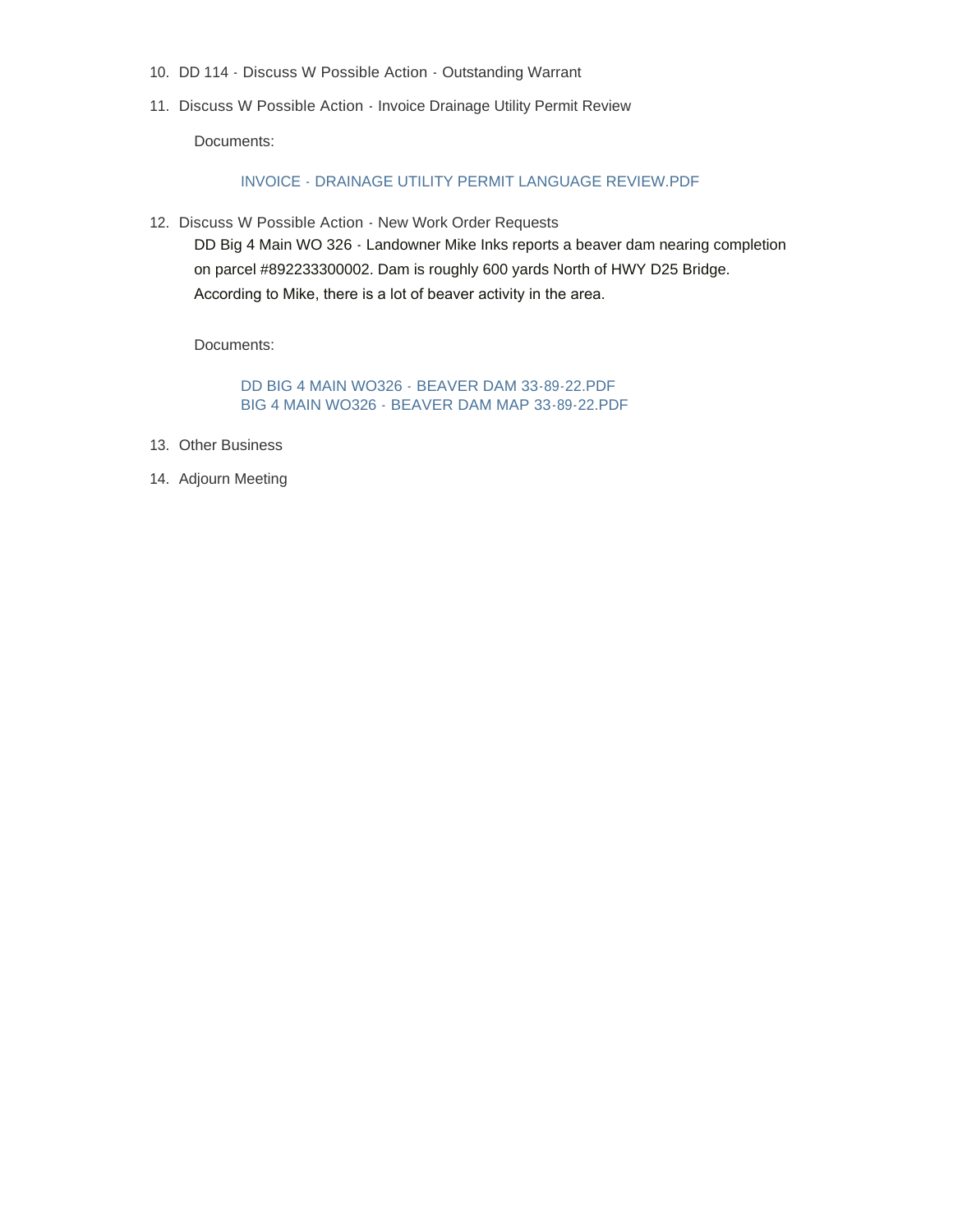10. DD 114 - Discuss W Possible Action - Outstanding Warrant

11. Discuss W Possible Action - Invoice Drainage Utility Permit Review

    Documents:

    INVOICE - DRAINAGE UTILITY PERMIT LANGUAGE REVIEW.PDF

12. Discuss W Possible Action - New Work Order Requests

    DD Big 4 Main WO 326 - Landowner Mike Inks reports a beaver dam nearing completion on parcel #892233300002. Dam is roughly 600 yards North of HWY D25 Bridge. According to Mike, there is a lot of beaver activity in the area.

    Documents:

    DD BIG 4 MAIN WO326 - BEAVER DAM 33-89-22.PDF
    BIG 4 MAIN WO326 - BEAVER DAM MAP 33-89-22.PDF

13. Other Business

14. Adjourn Meeting